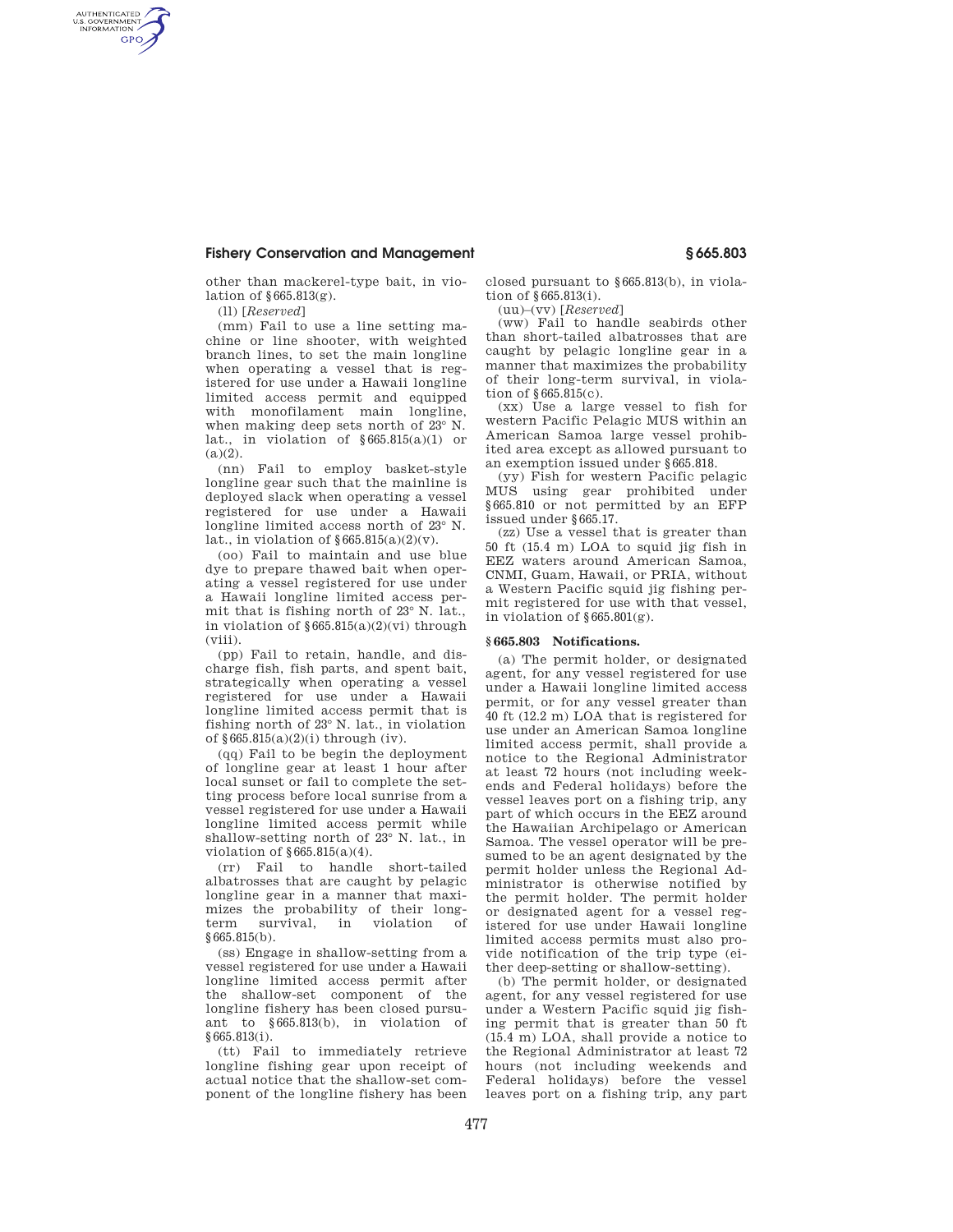other than mackerel-type bait, in violation of §665.813(g).

(ll) [*Reserved*]

(mm) Fail to use a line setting machine or line shooter, with weighted branch lines, to set the main longline when operating a vessel that is registered for use under a Hawaii longline limited access permit and equipped with monofilament main longline, when making deep sets north of 23° N. lat., in violation of §665.815(a)(1) or (a)(2).

(nn) Fail to employ basket-style longline gear such that the mainline is deployed slack when operating a vessel registered for use under a Hawaii longline limited access north of 23° N. lat., in violation of §665.815(a)(2)(v).

(oo) Fail to maintain and use blue dye to prepare thawed bait when operating a vessel registered for use under a Hawaii longline limited access permit that is fishing north of 23° N. lat., in violation of §665.815(a)(2)(vi) through (viii).

(pp) Fail to retain, handle, and discharge fish, fish parts, and spent bait, strategically when operating a vessel registered for use under a Hawaii longline limited access permit that is fishing north of 23° N. lat., in violation of §665.815(a)(2)(i) through (iv).

(qq) Fail to be begin the deployment of longline gear at least 1 hour after local sunset or fail to complete the setting process before local sunrise from a vessel registered for use under a Hawaii longline limited access permit while shallow-setting north of 23° N. lat., in violation of §665.815(a)(4).

(rr) Fail to handle short-tailed albatrosses that are caught by pelagic longline gear in a manner that maximizes the probability of their long-term survival, in violation of §665.815(b).

(ss) Engage in shallow-setting from a vessel registered for use under a Hawaii longline limited access permit after the shallow-set component of the longline fishery has been closed pursuant to §665.813(b), in violation of §665.813(i).

(tt) Fail to immediately retrieve longline fishing gear upon receipt of actual notice that the shallow-set component of the longline fishery has been closed pursuant to §665.813(b), in violation of §665.813(i).

(uu)–(vv) [*Reserved*]

(ww) Fail to handle seabirds other than short-tailed albatrosses that are caught by pelagic longline gear in a manner that maximizes the probability of their long-term survival, in violation of §665.815(c).

(xx) Use a large vessel to fish for western Pacific Pelagic MUS within an American Samoa large vessel prohibited area except as allowed pursuant to an exemption issued under §665.818.

(yy) Fish for western Pacific pelagic MUS using gear prohibited under §665.810 or not permitted by an EFP issued under §665.17.

(zz) Use a vessel that is greater than 50 ft (15.4 m) LOA to squid jig fish in EEZ waters around American Samoa, CNMI, Guam, Hawaii, or PRIA, without a Western Pacific squid jig fishing permit registered for use with that vessel, in violation of §665.801(g).

## §665.803 Notifications.

(a) The permit holder, or designated agent, for any vessel registered for use under a Hawaii longline limited access permit, or for any vessel greater than 40 ft (12.2 m) LOA that is registered for use under an American Samoa longline limited access permit, shall provide a notice to the Regional Administrator at least 72 hours (not including weekends and Federal holidays) before the vessel leaves port on a fishing trip, any part of which occurs in the EEZ around the Hawaiian Archipelago or American Samoa. The vessel operator will be presumed to be an agent designated by the permit holder unless the Regional Administrator is otherwise notified by the permit holder. The permit holder or designated agent for a vessel registered for use under Hawaii longline limited access permits must also provide notification of the trip type (either deep-setting or shallow-setting).

(b) The permit holder, or designated agent, for any vessel registered for use under a Western Pacific squid jig fishing permit that is greater than 50 ft (15.4 m) LOA, shall provide a notice to the Regional Administrator at least 72 hours (not including weekends and Federal holidays) before the vessel leaves port on a fishing trip, any part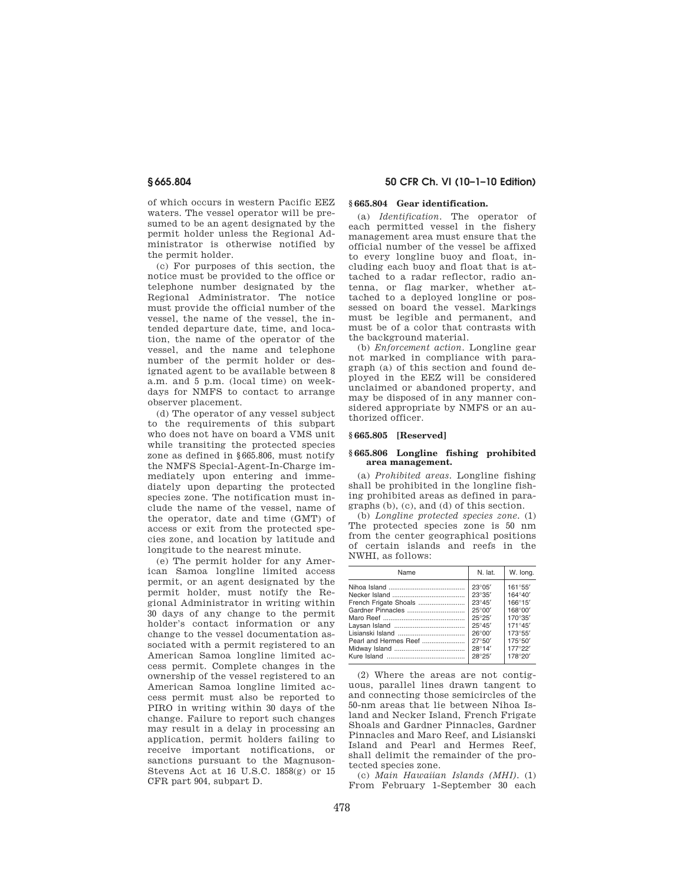of which occurs in western Pacific EEZ waters. The vessel operator will be presumed to be an agent designated by the permit holder unless the Regional Administrator is otherwise notified by the permit holder.

(c) For purposes of this section, the notice must be provided to the office or telephone number designated by the Regional Administrator. The notice must provide the official number of the vessel, the name of the vessel, the intended departure date, time, and location, the name of the operator of the vessel, and the name and telephone number of the permit holder or designated agent to be available between 8 a.m. and 5 p.m. (local time) on weekdays for NMFS to contact to arrange observer placement.

(d) The operator of any vessel subject to the requirements of this subpart who does not have on board a VMS unit while transiting the protected species zone as defined in §665.806, must notify the NMFS Special-Agent-In-Charge immediately upon entering and immediately upon departing the protected species zone. The notification must include the name of the vessel, name of the operator, date and time (GMT) of access or exit from the protected species zone, and location by latitude and longitude to the nearest minute.

(e) The permit holder for any American Samoa longline limited access permit, or an agent designated by the permit holder, must notify the Regional Administrator in writing within 30 days of any change to the permit holder's contact information or any change to the vessel documentation associated with a permit registered to an American Samoa longline limited access permit. Complete changes in the ownership of the vessel registered to an American Samoa longline limited access permit must also be reported to PIRO in writing within 30 days of the change. Failure to report such changes may result in a delay in processing an application, permit holders failing to receive important notifications, or sanctions pursuant to the Magnuson-Stevens Act at 16 U.S.C. 1858(g) or 15 CFR part 904, subpart D.

## § 665.804 Gear identification.

(a) *Identification.* The operator of each permitted vessel in the fishery management area must ensure that the official number of the vessel be affixed to every longline buoy and float, including each buoy and float that is attached to a radar reflector, radio antenna, or flag marker, whether attached to a deployed longline or possessed on board the vessel. Markings must be legible and permanent, and must be of a color that contrasts with the background material.

(b) *Enforcement action.* Longline gear not marked in compliance with paragraph (a) of this section and found deployed in the EEZ will be considered unclaimed or abandoned property, and may be disposed of in any manner considered appropriate by NMFS or an authorized officer.

## § 665.805 [Reserved]

## § 665.806 Longline fishing prohibited area management.

(a) *Prohibited areas.* Longline fishing shall be prohibited in the longline fishing prohibited areas as defined in paragraphs (b), (c), and (d) of this section.

(b) *Longline protected species zone.* (1) The protected species zone is 50 nm from the center geographical positions of certain islands and reefs in the NWHI, as follows:

| Name | N. lat. | W. long. |
|---|---|---|
| Nihoa Island | 23°05′ | 161°55′ |
| Necker Island | 23°35′ | 164°40′ |
| French Frigate Shoals | 23°45′ | 166°15′ |
| Gardner Pinnacles | 25°00′ | 168°00′ |
| Maro Reef | 25°25′ | 170°35′ |
| Laysan Island | 25°45′ | 171°45′ |
| Lisianski Island | 26°00′ | 173°55′ |
| Pearl and Hermes Reef | 27°50′ | 175°50′ |
| Midway Island | 28°14′ | 177°22′ |
| Kure Island | 28°25′ | 178°20′ |

(2) Where the areas are not contiguous, parallel lines drawn tangent to and connecting those semicircles of the 50-nm areas that lie between Nihoa Island and Necker Island, French Frigate Shoals and Gardner Pinnacles, Gardner Pinnacles and Maro Reef, and Lisianski Island and Pearl and Hermes Reef, shall delimit the remainder of the protected species zone.

(c) *Main Hawaiian Islands (MHI).* (1) From February 1-September 30 each